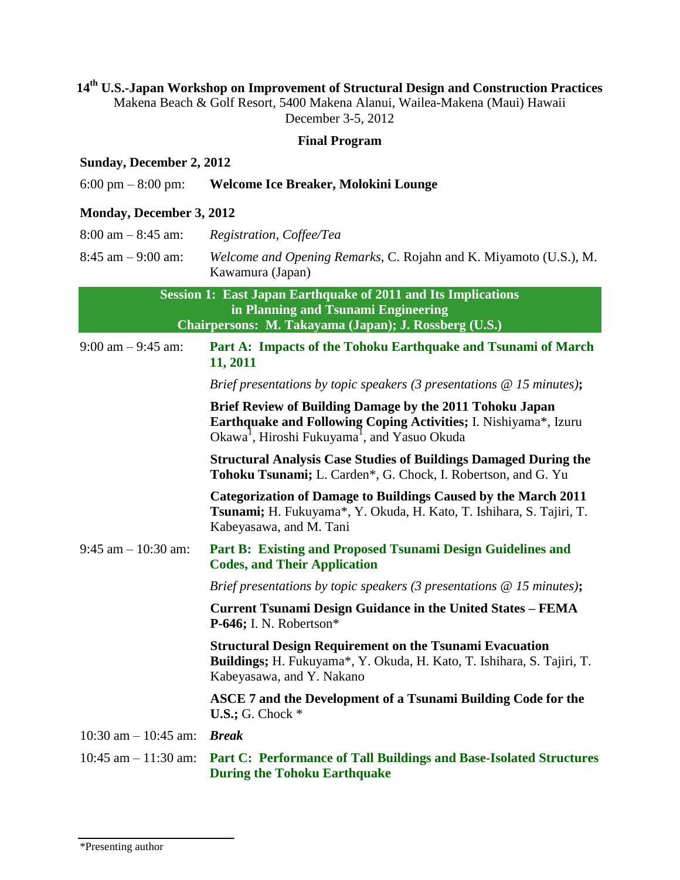# 14th U.S.-Japan Workshop on Improvement of Structural Design and Construction Practices

Makena Beach & Golf Resort, 5400 Makena Alanui, Wailea-Makena (Maui) Hawaii

December 3-5, 2012

**Final Program**

## Sunday, December 2, 2012

6:00 pm – 8:00 pm: **Welcome Ice Breaker, Molokini Lounge**

## Monday, December 3, 2012

8:00 am – 8:45 am: *Registration, Coffee/Tea*

8:45 am – 9:00 am: *Welcome and Opening Remarks,* C. Rojahn and K. Miyamoto (U.S.), M. Kawamura (Japan)

### Session 1: East Japan Earthquake of 2011 and Its Implications in Planning and Tsunami Engineering

**Chairpersons: M. Takayama (Japan); J. Rossberg (U.S.)**

9:00 am – 9:45 am: **Part A: Impacts of the Tohoku Earthquake and Tsunami of March 11, 2011**

*Brief presentations by topic speakers (3 presentations @ 15 minutes)*;

**Brief Review of Building Damage by the 2011 Tohoku Japan Earthquake and Following Coping Activities;** I. Nishiyama*, Izuru Okawa[1], Hiroshi Fukuyama[1], and Yasuo Okuda

**Structural Analysis Case Studies of Buildings Damaged During the Tohoku Tsunami;** L. Carden*, G. Chock, I. Robertson, and G. Yu

**Categorization of Damage to Buildings Caused by the March 2011 Tsunami;** H. Fukuyama*, Y. Okuda, H. Kato, T. Ishihara, S. Tajiri, T. Kabeyasawa, and M. Tani

9:45 am – 10:30 am: **Part B: Existing and Proposed Tsunami Design Guidelines and Codes, and Their Application**

*Brief presentations by topic speakers (3 presentations @ 15 minutes)*;

**Current Tsunami Design Guidance in the United States – FEMA P-646;** I. N. Robertson*

**Structural Design Requirement on the Tsunami Evacuation Buildings;** H. Fukuyama*, Y. Okuda, H. Kato, T. Ishihara, S. Tajiri, T. Kabeyasawa, and Y. Nakano

**ASCE 7 and the Development of a Tsunami Building Code for the U.S.;** G. Chock *

10:30 am – 10:45 am: ***Break***

10:45 am – 11:30 am: **Part C: Performance of Tall Buildings and Base-Isolated Structures During the Tohoku Earthquake**

*Presenting author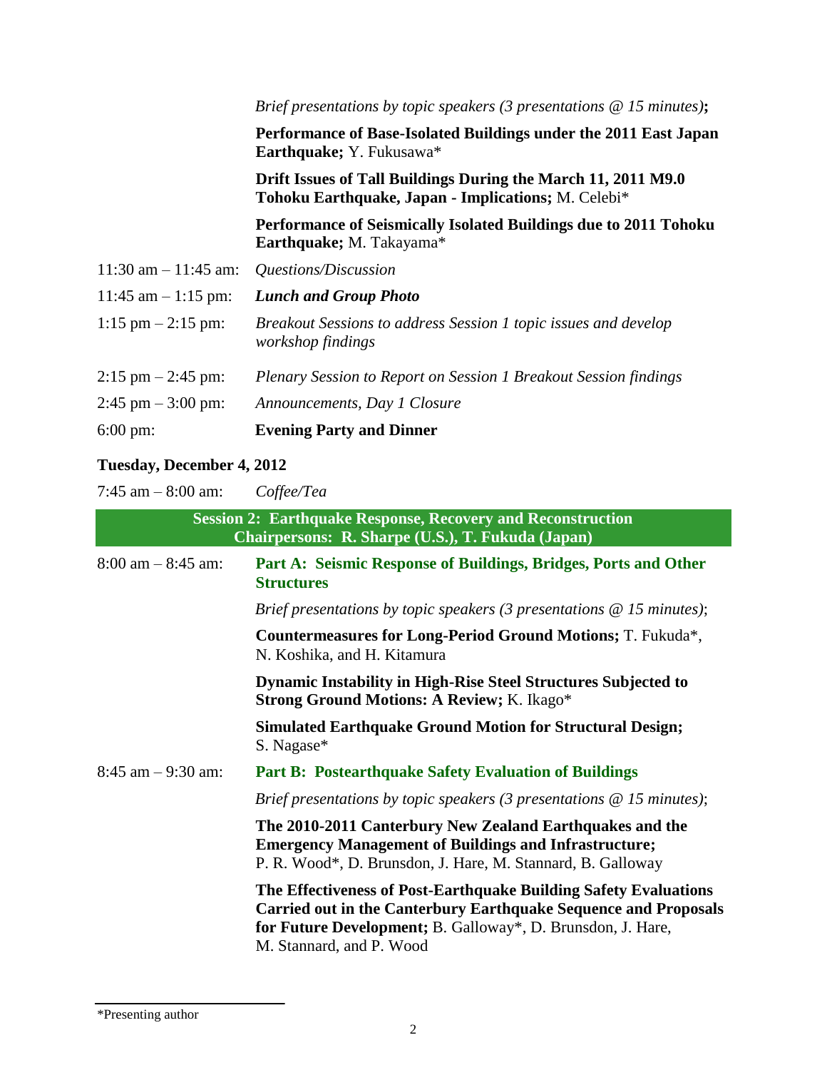*Brief presentations by topic speakers (3 presentations @ 15 minutes)*;

**Performance of Base-Isolated Buildings under the 2011 East Japan Earthquake;** Y. Fukusawa*

**Drift Issues of Tall Buildings During the March 11, 2011 M9.0 Tohoku Earthquake, Japan - Implications;** M. Celebi*

**Performance of Seismically Isolated Buildings due to 2011 Tohoku Earthquake;** M. Takayama*

11:30 am – 11:45 am: *Questions/Discussion*

11:45 am – 1:15 pm: ***Lunch and Group Photo***

1:15 pm – 2:15 pm: *Breakout Sessions to address Session 1 topic issues and develop workshop findings*

2:15 pm – 2:45 pm: *Plenary Session to Report on Session 1 Breakout Session findings*

2:45 pm – 3:00 pm: *Announcements, Day 1 Closure*

6:00 pm: **Evening Party and Dinner**

**Tuesday, December 4, 2012**

7:45 am – 8:00 am: *Coffee/Tea*

**Session 2: Earthquake Response, Recovery and Reconstruction**
**Chairpersons: R. Sharpe (U.S.), T. Fukuda (Japan)**

8:00 am – 8:45 am: **Part A: Seismic Response of Buildings, Bridges, Ports and Other Structures**

*Brief presentations by topic speakers (3 presentations @ 15 minutes)*;

**Countermeasures for Long-Period Ground Motions;** T. Fukuda*, N. Koshika, and H. Kitamura

**Dynamic Instability in High-Rise Steel Structures Subjected to Strong Ground Motions: A Review;** K. Ikago*

**Simulated Earthquake Ground Motion for Structural Design;** S. Nagase*

8:45 am – 9:30 am: **Part B: Postearthquake Safety Evaluation of Buildings**

*Brief presentations by topic speakers (3 presentations @ 15 minutes)*;

**The 2010-2011 Canterbury New Zealand Earthquakes and the Emergency Management of Buildings and Infrastructure;** P. R. Wood*, D. Brunsdon, J. Hare, M. Stannard, B. Galloway

**The Effectiveness of Post-Earthquake Building Safety Evaluations Carried out in the Canterbury Earthquake Sequence and Proposals for Future Development;** B. Galloway*, D. Brunsdon, J. Hare, M. Stannard, and P. Wood

*Presenting author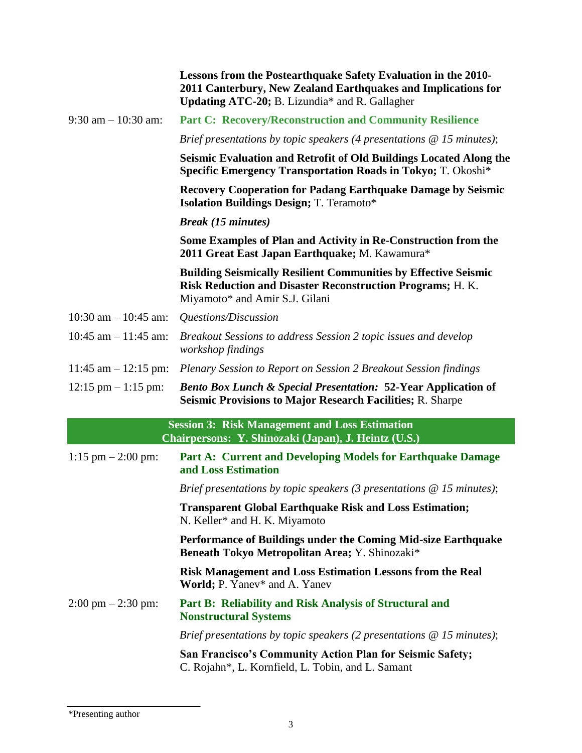**Lessons from the Postearthquake Safety Evaluation in the 2010-2011 Canterbury, New Zealand Earthquakes and Implications for Updating ATC-20;** B. Lizundia* and R. Gallagher

9:30 am – 10:30 am: **Part C: Recovery/Reconstruction and Community Resilience**

*Brief presentations by topic speakers (4 presentations @ 15 minutes)*;

**Seismic Evaluation and Retrofit of Old Buildings Located Along the Specific Emergency Transportation Roads in Tokyo;** T. Okoshi*

**Recovery Cooperation for Padang Earthquake Damage by Seismic Isolation Buildings Design;** T. Teramoto*

***Break (15 minutes)***

**Some Examples of Plan and Activity in Re-Construction from the 2011 Great East Japan Earthquake;** M. Kawamura*

**Building Seismically Resilient Communities by Effective Seismic Risk Reduction and Disaster Reconstruction Programs;** H. K. Miyamoto* and Amir S.J. Gilani

10:30 am – 10:45 am: *Questions/Discussion*

10:45 am – 11:45 am: *Breakout Sessions to address Session 2 topic issues and develop workshop findings*

11:45 am – 12:15 pm: *Plenary Session to Report on Session 2 Breakout Session findings*

12:15 pm – 1:15 pm: ***Bento Box Lunch & Special Presentation:*** **52-Year Application of Seismic Provisions to Major Research Facilities;** R. Sharpe

## Session 3: Risk Management and Loss Estimation
### Chairpersons: Y. Shinozaki (Japan), J. Heintz (U.S.)

1:15 pm – 2:00 pm: **Part A: Current and Developing Models for Earthquake Damage and Loss Estimation**

*Brief presentations by topic speakers (3 presentations @ 15 minutes)*;

**Transparent Global Earthquake Risk and Loss Estimation;** N. Keller* and H. K. Miyamoto

**Performance of Buildings under the Coming Mid-size Earthquake Beneath Tokyo Metropolitan Area;** Y. Shinozaki*

**Risk Management and Loss Estimation Lessons from the Real World;** P. Yanev* and A. Yanev

2:00 pm – 2:30 pm: **Part B: Reliability and Risk Analysis of Structural and Nonstructural Systems**

*Brief presentations by topic speakers (2 presentations @ 15 minutes)*;

**San Francisco's Community Action Plan for Seismic Safety;** C. Rojahn*, L. Kornfield, L. Tobin, and L. Samant

---

*Presenting author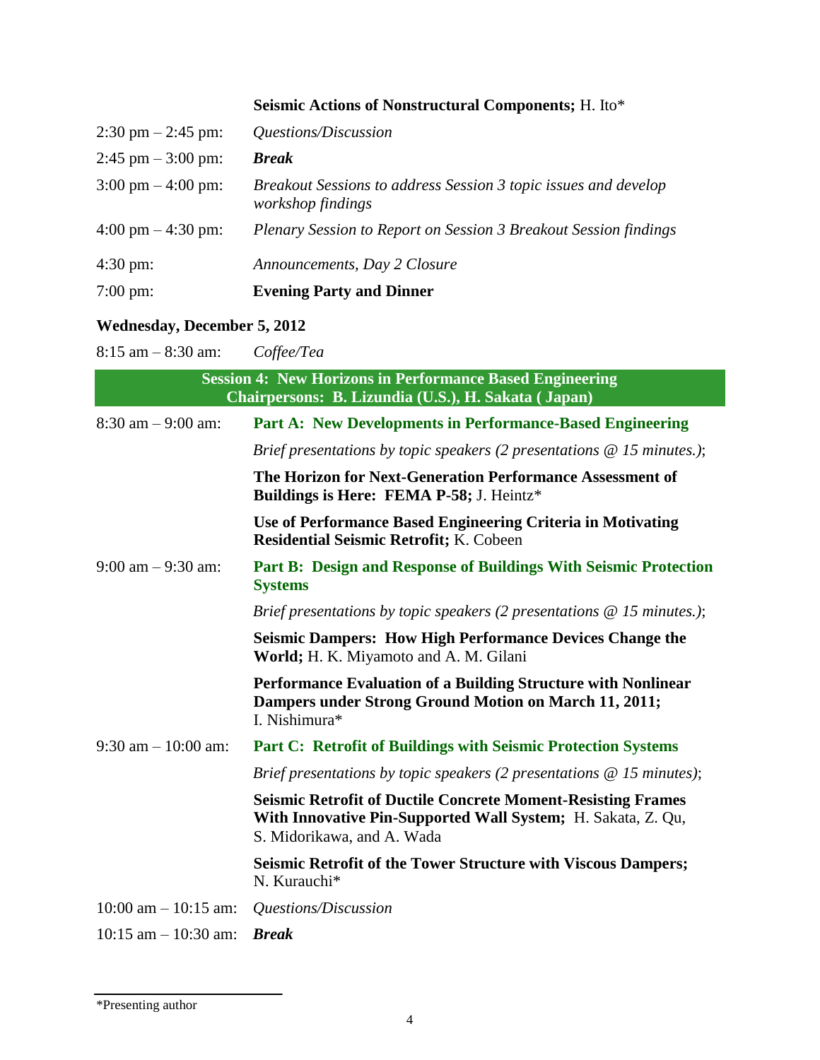**Seismic Actions of Nonstructural Components;** H. Ito*

2:30 pm – 2:45 pm: *Questions/Discussion*

2:45 pm – 3:00 pm: ***Break***

3:00 pm – 4:00 pm: *Breakout Sessions to address Session 3 topic issues and develop workshop findings*

4:00 pm – 4:30 pm: *Plenary Session to Report on Session 3 Breakout Session findings*

4:30 pm: *Announcements, Day 2 Closure*

7:00 pm: **Evening Party and Dinner**

## Wednesday, December 5, 2012

8:15 am – 8:30 am: *Coffee/Tea*

### Session 4: New Horizons in Performance Based Engineering
**Chairpersons: B. Lizundia (U.S.), H. Sakata ( Japan)**

8:30 am – 9:00 am: **Part A: New Developments in Performance-Based Engineering**

*Brief presentations by topic speakers (2 presentations @ 15 minutes.)*;

**The Horizon for Next-Generation Performance Assessment of Buildings is Here: FEMA P-58;** J. Heintz*

**Use of Performance Based Engineering Criteria in Motivating Residential Seismic Retrofit;** K. Cobeen

9:00 am – 9:30 am: **Part B: Design and Response of Buildings With Seismic Protection Systems**

*Brief presentations by topic speakers (2 presentations @ 15 minutes.)*;

**Seismic Dampers: How High Performance Devices Change the World;** H. K. Miyamoto and A. M. Gilani

**Performance Evaluation of a Building Structure with Nonlinear Dampers under Strong Ground Motion on March 11, 2011;** I. Nishimura*

9:30 am – 10:00 am: **Part C: Retrofit of Buildings with Seismic Protection Systems**

*Brief presentations by topic speakers (2 presentations @ 15 minutes)*;

**Seismic Retrofit of Ductile Concrete Moment-Resisting Frames With Innovative Pin-Supported Wall System;** H. Sakata, Z. Qu, S. Midorikawa, and A. Wada

**Seismic Retrofit of the Tower Structure with Viscous Dampers;** N. Kurauchi*

10:00 am – 10:15 am: *Questions/Discussion*

10:15 am – 10:30 am: ***Break***

---

*Presenting author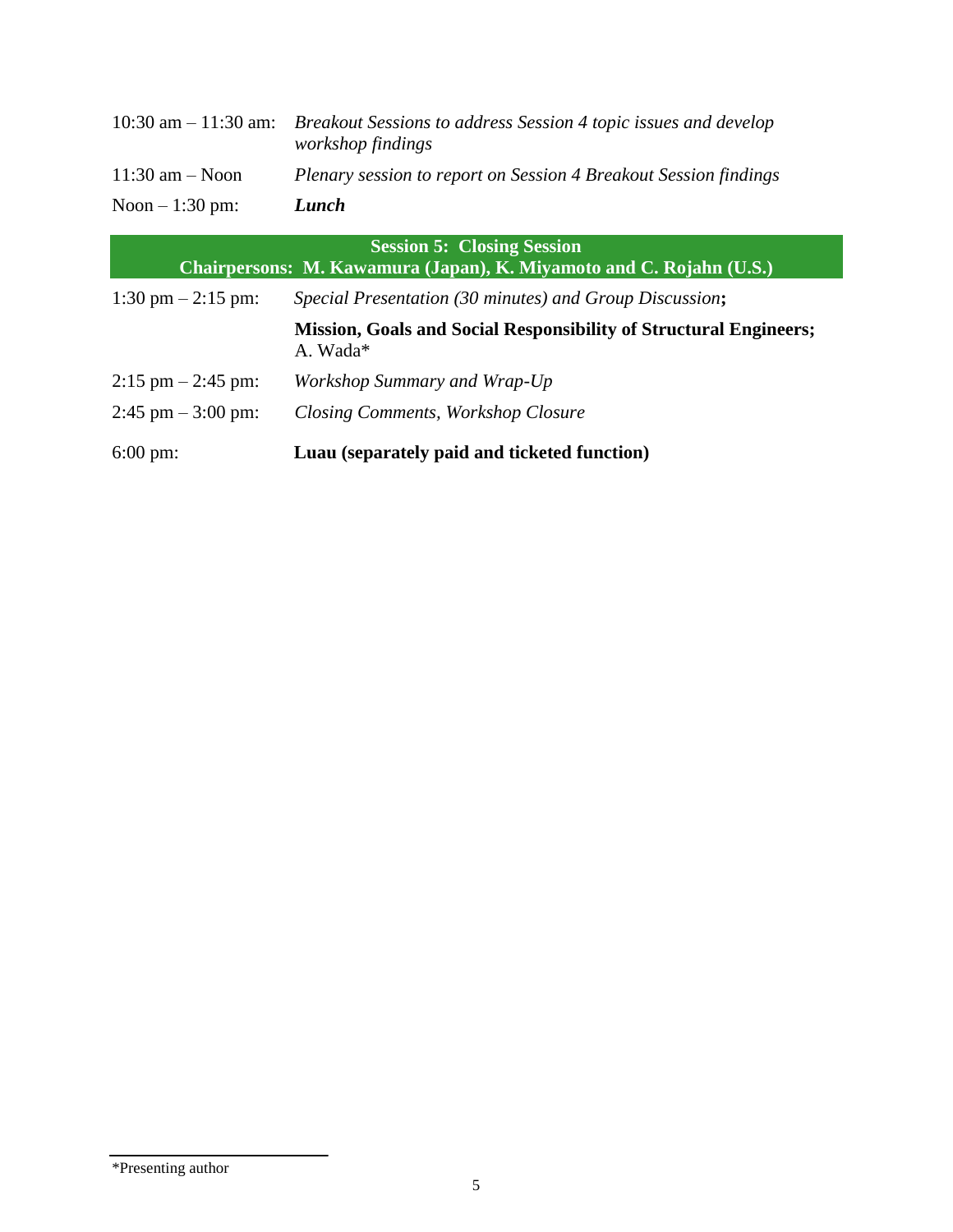| | |
|---|---|
| 10:30 am – 11:30 am: | *Breakout Sessions to address Session 4 topic issues and develop workshop findings* |
| 11:30 am – Noon | *Plenary session to report on Session 4 Breakout Session findings* |
| Noon – 1:30 pm: | ***Lunch*** |

## Session 5: Closing Session
### Chairpersons: M. Kawamura (Japan), K. Miyamoto and C. Rojahn (U.S.)

| | |
|---|---|
| 1:30 pm – 2:15 pm: | *Special Presentation (30 minutes) and Group Discussion*; |
| | **Mission, Goals and Social Responsibility of Structural Engineers;** A. Wada* |
| 2:15 pm – 2:45 pm: | *Workshop Summary and Wrap-Up* |
| 2:45 pm – 3:00 pm: | *Closing Comments, Workshop Closure* |
| 6:00 pm: | **Luau (separately paid and ticketed function)** |

*Presenting author